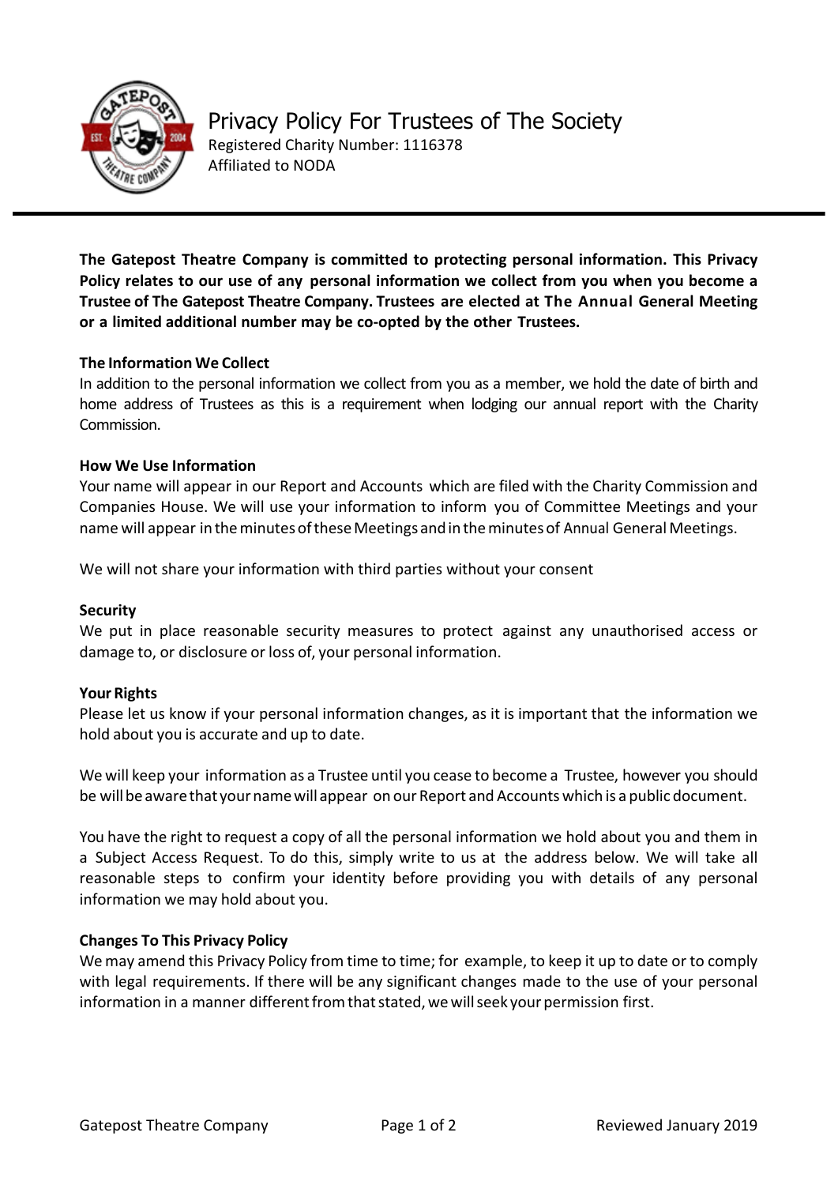# Privacy Policy For Trustees of The Society

Registered Charity Number: 1116378
Affiliated to NODA

**The Gatepost Theatre Company is committed to protecting personal information. This Privacy Policy relates to our use of any personal information we collect from you when you become a Trustee of The Gatepost Theatre Company. Trustees are elected at The Annual General Meeting or a limited additional number may be co-opted by the other Trustees.**

**The Information We Collect**

In addition to the personal information we collect from you as a member, we hold the date of birth and home address of Trustees as this is a requirement when lodging our annual report with the Charity Commission.

**How We Use Information**

Your name will appear in our Report and Accounts which are filed with the Charity Commission and Companies House. We will use your information to inform you of Committee Meetings and your name will appear in the minutes of these Meetings and in the minutes of Annual General Meetings.

We will not share your information with third parties without your consent

**Security**

We put in place reasonable security measures to protect against any unauthorised access or damage to, or disclosure or loss of, your personal information.

**Your Rights**

Please let us know if your personal information changes, as it is important that the information we hold about you is accurate and up to date.

We will keep your information as a Trustee until you cease to become a Trustee, however you should be will be aware that your name will appear on our Report and Accounts which is a public document.

You have the right to request a copy of all the personal information we hold about you and them in a Subject Access Request. To do this, simply write to us at the address below. We will take all reasonable steps to confirm your identity before providing you with details of any personal information we may hold about you.

**Changes To This Privacy Policy**

We may amend this Privacy Policy from time to time; for example, to keep it up to date or to comply with legal requirements. If there will be any significant changes made to the use of your personal information in a manner different from that stated, we will seek your permission first.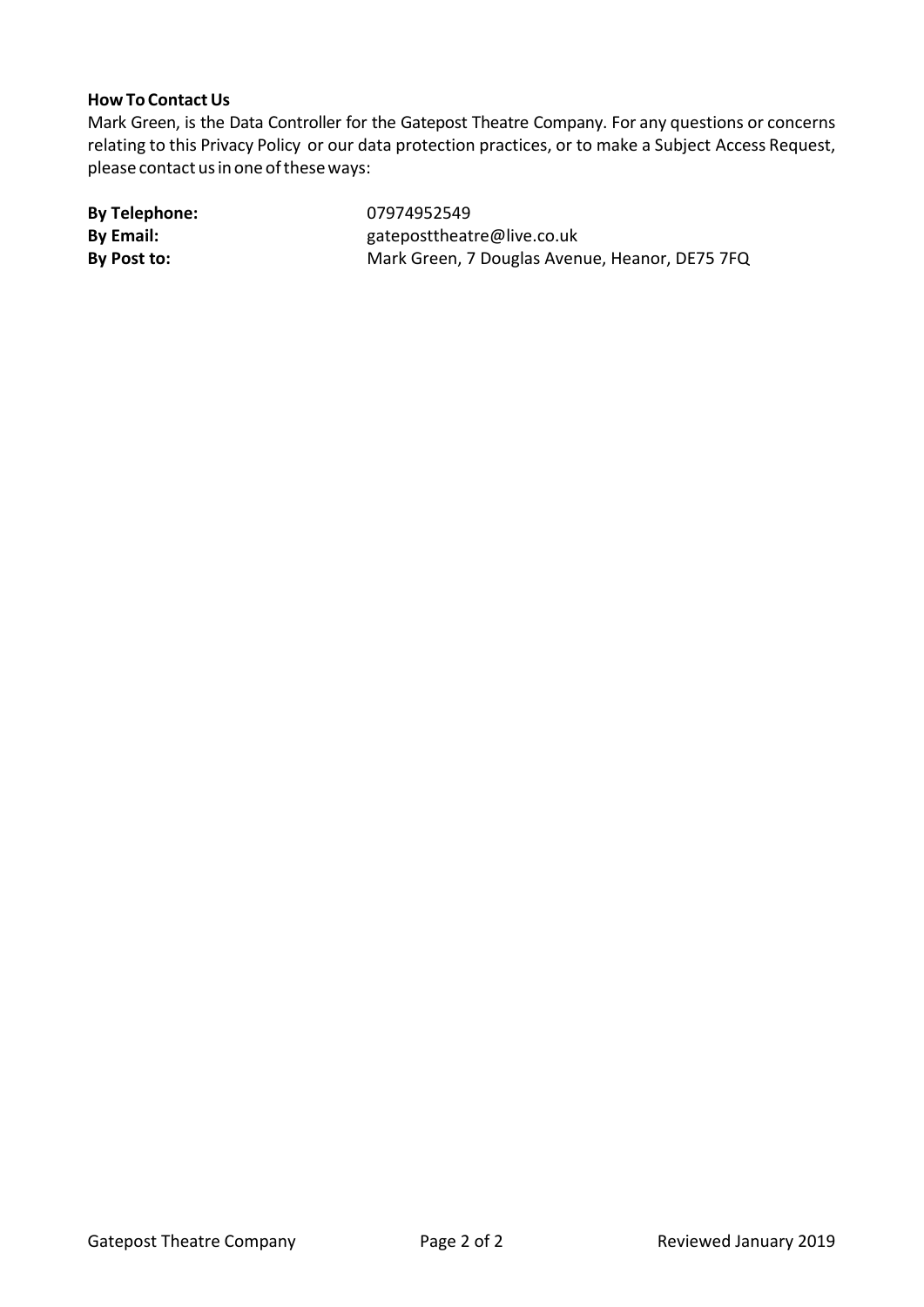**How To Contact Us**

Mark Green, is the Data Controller for the Gatepost Theatre Company. For any questions or concerns relating to this Privacy Policy or our data protection practices, or to make a Subject Access Request, please contact us in one of these ways:

| | |
|---|---|
| **By Telephone:** | 07974952549 |
| **By Email:** | gateposttheatre@live.co.uk |
| **By Post to:** | Mark Green, 7 Douglas Avenue, Heanor, DE75 7FQ |